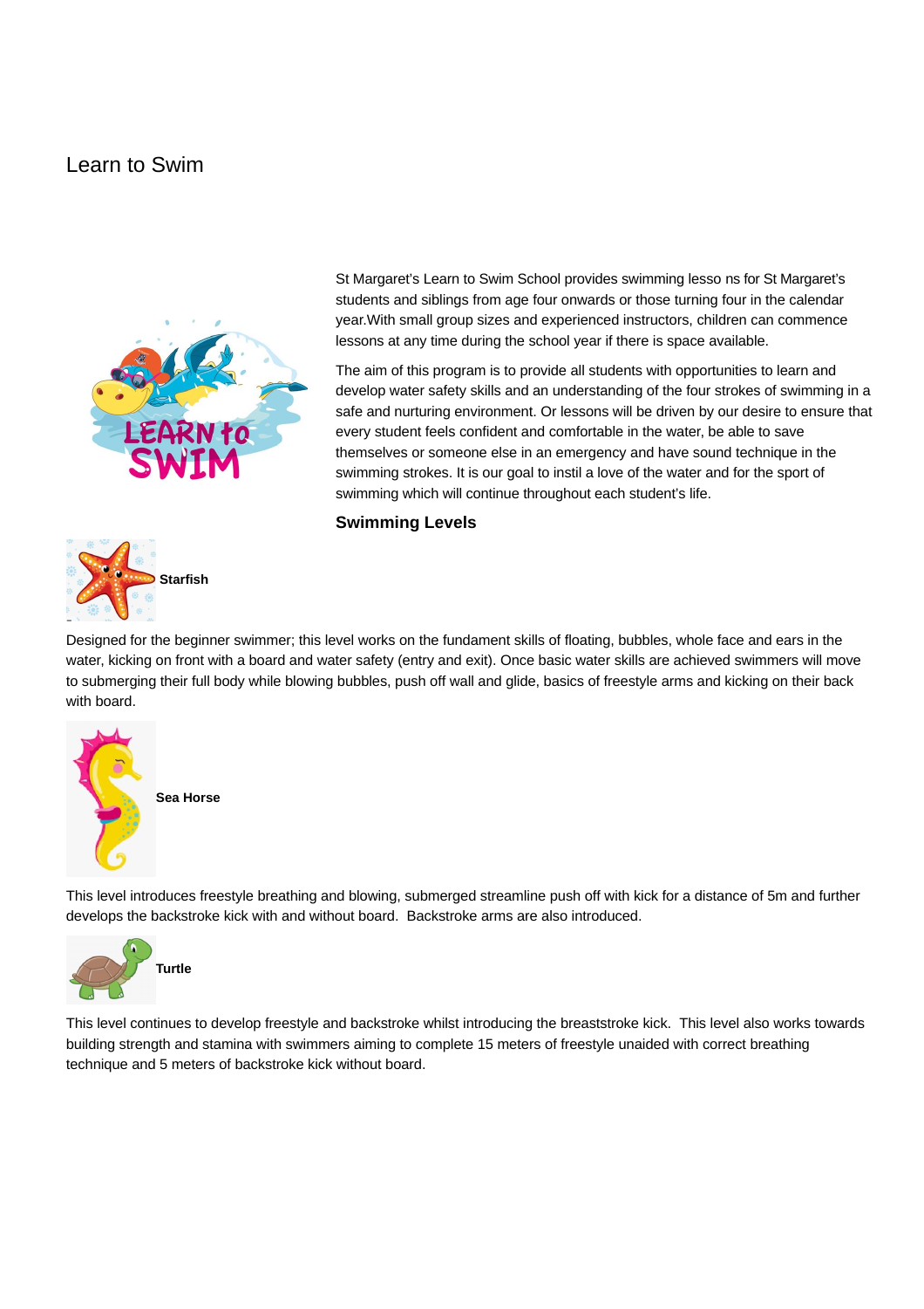# Learn to Swim

St Margaret's Learn to Swim School provides swimming lesso ns for St Margaret's students and siblings from age four onwards or those turning four in the calendar year.With small group sizes and experienced instructors, children can commence lessons at any time during the school year if there is space available.

The aim of this program is to provide all students with opportunities to learn and develop water safety skills and an understanding of the four strokes of swimming in a safe and nurturing environment. Or lessons will be driven by our desire to ensure that every student feels confident and comfortable in the water, be able to save themselves or someone else in an emergency and have sound technique in the swimming strokes. It is our goal to instil a love of the water and for the sport of swimming which will continue throughout each student's life.

## Swimming Levels

**Starfish**

Designed for the beginner swimmer; this level works on the fundament skills of floating, bubbles, whole face and ears in the water, kicking on front with a board and water safety (entry and exit). Once basic water skills are achieved swimmers will move to submerging their full body while blowing bubbles, push off wall and glide, basics of freestyle arms and kicking on their back with board.

**Sea Horse**

This level introduces freestyle breathing and blowing, submerged streamline push off with kick for a distance of 5m and further develops the backstroke kick with and without board.  Backstroke arms are also introduced.

**Turtle**

This level continues to develop freestyle and backstroke whilst introducing the breaststroke kick.  This level also works towards building strength and stamina with swimmers aiming to complete 15 meters of freestyle unaided with correct breathing technique and 5 meters of backstroke kick without board.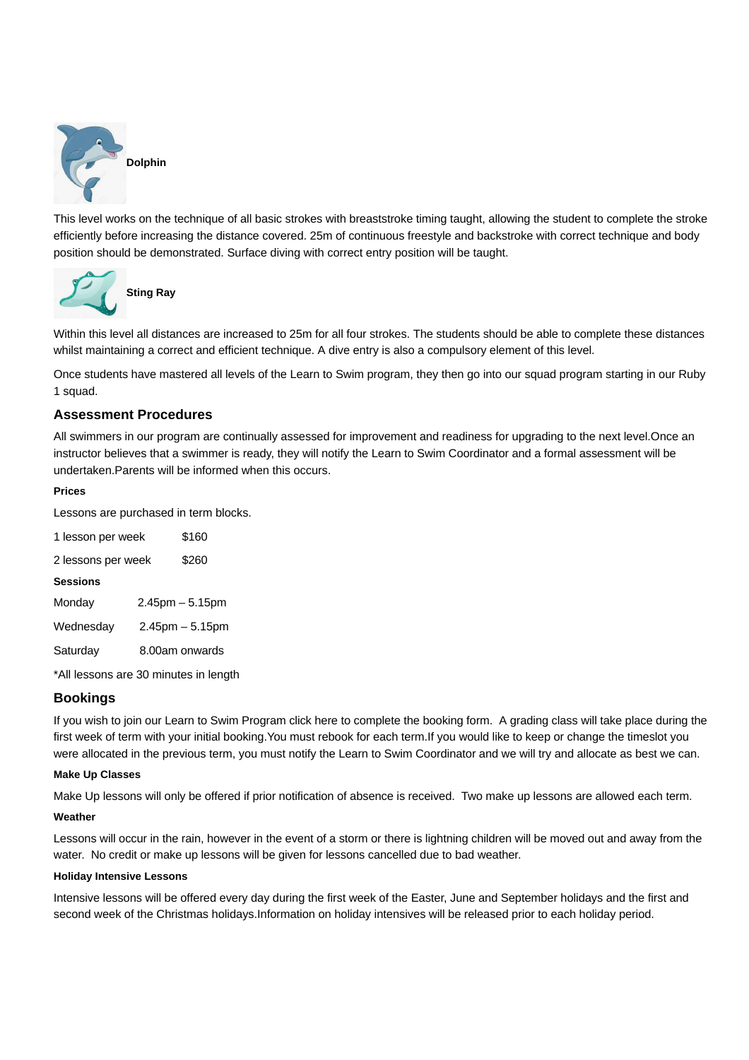**Dolphin**

This level works on the technique of all basic strokes with breaststroke timing taught, allowing the student to complete the stroke efficiently before increasing the distance covered. 25m of continuous freestyle and backstroke with correct technique and body position should be demonstrated. Surface diving with correct entry position will be taught.

**Sting Ray**

Within this level all distances are increased to 25m for all four strokes. The students should be able to complete these distances whilst maintaining a correct and efficient technique. A dive entry is also a compulsory element of this level.

Once students have mastered all levels of the Learn to Swim program, they then go into our squad program starting in our Ruby 1 squad.

## Assessment Procedures

All swimmers in our program are continually assessed for improvement and readiness for upgrading to the next level.Once an instructor believes that a swimmer is ready, they will notify the Learn to Swim Coordinator and a formal assessment will be undertaken.Parents will be informed when this occurs.

#### Prices

Lessons are purchased in term blocks.

| | |
|---|---|
| 1 lesson per week | $160 |
| 2 lessons per week | $260 |

#### Sessions

| | |
|---|---|
| Monday | 2.45pm – 5.15pm |
| Wednesday | 2.45pm – 5.15pm |
| Saturday | 8.00am onwards |

*All lessons are 30 minutes in length

## Bookings

If you wish to join our Learn to Swim Program click here to complete the booking form.  A grading class will take place during the first week of term with your initial booking.You must rebook for each term.If you would like to keep or change the timeslot you were allocated in the previous term, you must notify the Learn to Swim Coordinator and we will try and allocate as best we can.

#### Make Up Classes

Make Up lessons will only be offered if prior notification of absence is received.  Two make up lessons are allowed each term.

#### Weather

Lessons will occur in the rain, however in the event of a storm or there is lightning children will be moved out and away from the water.  No credit or make up lessons will be given for lessons cancelled due to bad weather.

#### Holiday Intensive Lessons

Intensive lessons will be offered every day during the first week of the Easter, June and September holidays and the first and second week of the Christmas holidays.Information on holiday intensives will be released prior to each holiday period.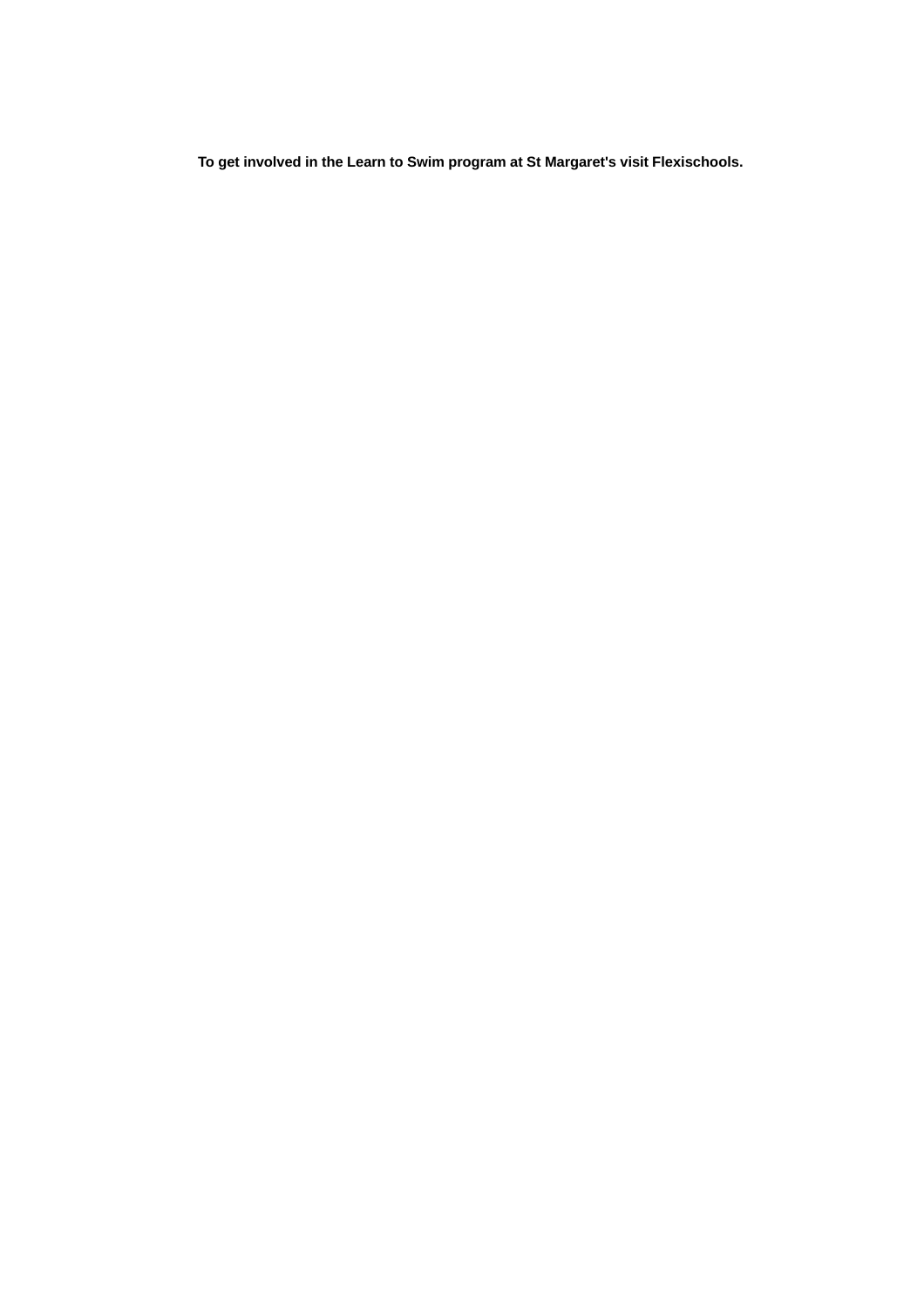**To get involved in the Learn to Swim program at St Margaret's visit Flexischools.**